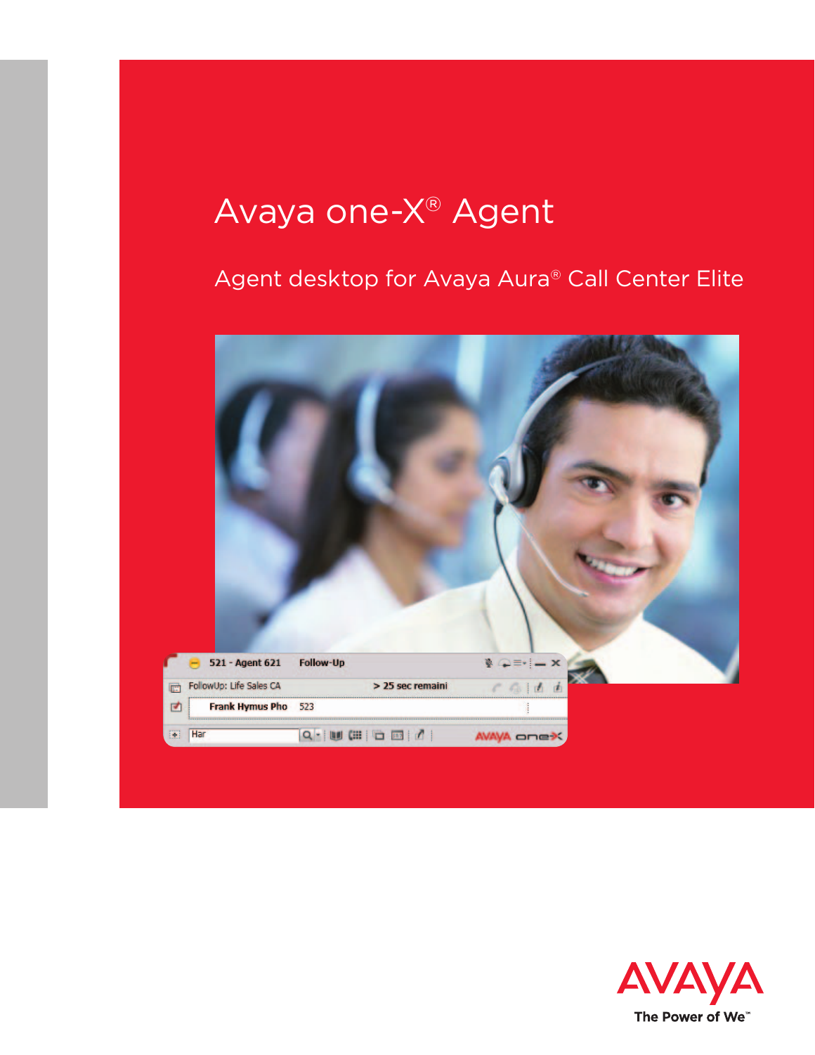# Avaya one-X® Agent

## Agent desktop for Avaya Aura® Call Center Elite

AVAYA

The Power of We™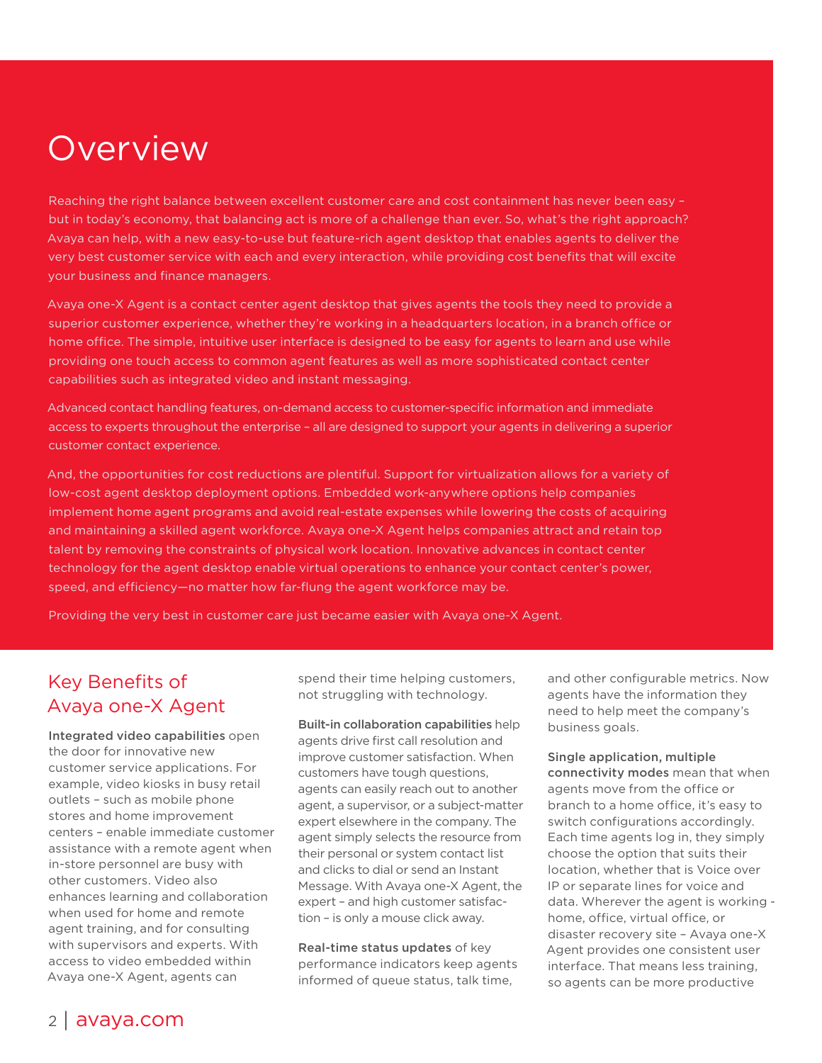# Overview

Reaching the right balance between excellent customer care and cost containment has never been easy – but in today's economy, that balancing act is more of a challenge than ever. So, what's the right approach? Avaya can help, with a new easy-to-use but feature-rich agent desktop that enables agents to deliver the very best customer service with each and every interaction, while providing cost benefits that will excite your business and finance managers.

Avaya one-X Agent is a contact center agent desktop that gives agents the tools they need to provide a superior customer experience, whether they're working in a headquarters location, in a branch office or home office. The simple, intuitive user interface is designed to be easy for agents to learn and use while providing one touch access to common agent features as well as more sophisticated contact center capabilities such as integrated video and instant messaging.

Advanced contact handling features, on-demand access to customer-specific information and immediate access to experts throughout the enterprise – all are designed to support your agents in delivering a superior customer contact experience.

And, the opportunities for cost reductions are plentiful. Support for virtualization allows for a variety of low-cost agent desktop deployment options. Embedded work-anywhere options help companies implement home agent programs and avoid real-estate expenses while lowering the costs of acquiring and maintaining a skilled agent workforce. Avaya one-X Agent helps companies attract and retain top talent by removing the constraints of physical work location. Innovative advances in contact center technology for the agent desktop enable virtual operations to enhance your contact center's power, speed, and efficiency—no matter how far-flung the agent workforce may be.

Providing the very best in customer care just became easier with Avaya one-X Agent.

## Key Benefits of Avaya one-X Agent

**Integrated video capabilities** open the door for innovative new customer service applications. For example, video kiosks in busy retail outlets – such as mobile phone stores and home improvement centers – enable immediate customer assistance with a remote agent when in-store personnel are busy with other customers. Video also enhances learning and collaboration when used for home and remote agent training, and for consulting with supervisors and experts. With access to video embedded within Avaya one-X Agent, agents can spend their time helping customers, not struggling with technology.

**Built-in collaboration capabilities** help agents drive first call resolution and improve customer satisfaction. When customers have tough questions, agents can easily reach out to another agent, a supervisor, or a subject-matter expert elsewhere in the company. The agent simply selects the resource from their personal or system contact list and clicks to dial or send an Instant Message. With Avaya one-X Agent, the expert – and high customer satisfaction – is only a mouse click away.

**Real-time status updates** of key performance indicators keep agents informed of queue status, talk time, and other configurable metrics. Now agents have the information they need to help meet the company's business goals.

**Single application, multiple connectivity modes** mean that when agents move from the office or branch to a home office, it's easy to switch configurations accordingly. Each time agents log in, they simply choose the option that suits their location, whether that is Voice over IP or separate lines for voice and data. Wherever the agent is working - home, office, virtual office, or disaster recovery site – Avaya one-X Agent provides one consistent user interface. That means less training, so agents can be more productive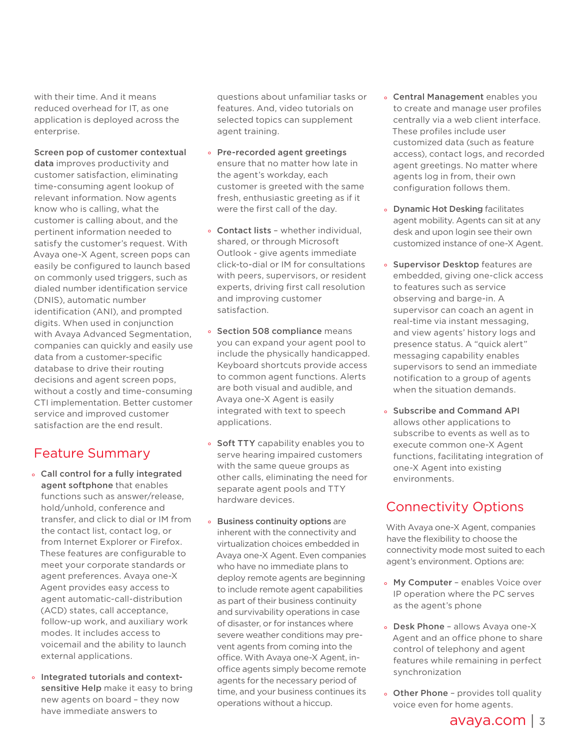with their time. And it means reduced overhead for IT, as one application is deployed across the enterprise.

**Screen pop of customer contextual data** improves productivity and customer satisfaction, eliminating time-consuming agent lookup of relevant information. Now agents know who is calling, what the customer is calling about, and the pertinent information needed to satisfy the customer's request. With Avaya one-X Agent, screen pops can easily be configured to launch based on commonly used triggers, such as dialed number identification service (DNIS), automatic number identification (ANI), and prompted digits. When used in conjunction with Avaya Advanced Segmentation, companies can quickly and easily use data from a customer-specific database to drive their routing decisions and agent screen pops, without a costly and time-consuming CTI implementation. Better customer service and improved customer satisfaction are the end result.

## Feature Summary

- **Call control for a fully integrated agent softphone** that enables functions such as answer/release, hold/unhold, conference and transfer, and click to dial or IM from the contact list, contact log, or from Internet Explorer or Firefox. These features are configurable to meet your corporate standards or agent preferences. Avaya one-X Agent provides easy access to agent automatic-call-distribution (ACD) states, call acceptance, follow-up work, and auxiliary work modes. It includes access to voicemail and the ability to launch external applications.

- **Integrated tutorials and context-sensitive Help** make it easy to bring new agents on board – they now have immediate answers to questions about unfamiliar tasks or features. And, video tutorials on selected topics can supplement agent training.

- **Pre-recorded agent greetings** ensure that no matter how late in the agent's workday, each customer is greeted with the same fresh, enthusiastic greeting as if it were the first call of the day.

- **Contact lists** – whether individual, shared, or through Microsoft Outlook - give agents immediate click-to-dial or IM for consultations with peers, supervisors, or resident experts, driving first call resolution and improving customer satisfaction.

- **Section 508 compliance** means you can expand your agent pool to include the physically handicapped. Keyboard shortcuts provide access to common agent functions. Alerts are both visual and audible, and Avaya one-X Agent is easily integrated with text to speech applications.

- **Soft TTY** capability enables you to serve hearing impaired customers with the same queue groups as other calls, eliminating the need for separate agent pools and TTY hardware devices.

- **Business continuity options** are inherent with the connectivity and virtualization choices embedded in Avaya one-X Agent. Even companies who have no immediate plans to deploy remote agents are beginning to include remote agent capabilities as part of their business continuity and survivability operations in case of disaster, or for instances where severe weather conditions may prevent agents from coming into the office. With Avaya one-X Agent, in-office agents simply become remote agents for the necessary period of time, and your business continues its operations without a hiccup.

- **Central Management** enables you to create and manage user profiles centrally via a web client interface. These profiles include user customized data (such as feature access), contact logs, and recorded agent greetings. No matter where agents log in from, their own configuration follows them.

- **Dynamic Hot Desking** facilitates agent mobility. Agents can sit at any desk and upon login see their own customized instance of one-X Agent.

- **Supervisor Desktop** features are embedded, giving one-click access to features such as service observing and barge-in. A supervisor can coach an agent in real-time via instant messaging, and view agents' history logs and presence status. A "quick alert" messaging capability enables supervisors to send an immediate notification to a group of agents when the situation demands.

- **Subscribe and Command API** allows other applications to subscribe to events as well as to execute common one-X Agent functions, facilitating integration of one-X Agent into existing environments.

## Connectivity Options

With Avaya one-X Agent, companies have the flexibility to choose the connectivity mode most suited to each agent's environment. Options are:

- **My Computer** – enables Voice over IP operation where the PC serves as the agent's phone

- **Desk Phone** – allows Avaya one-X Agent and an office phone to share control of telephony and agent features while remaining in perfect synchronization

- **Other Phone** – provides toll quality voice even for home agents.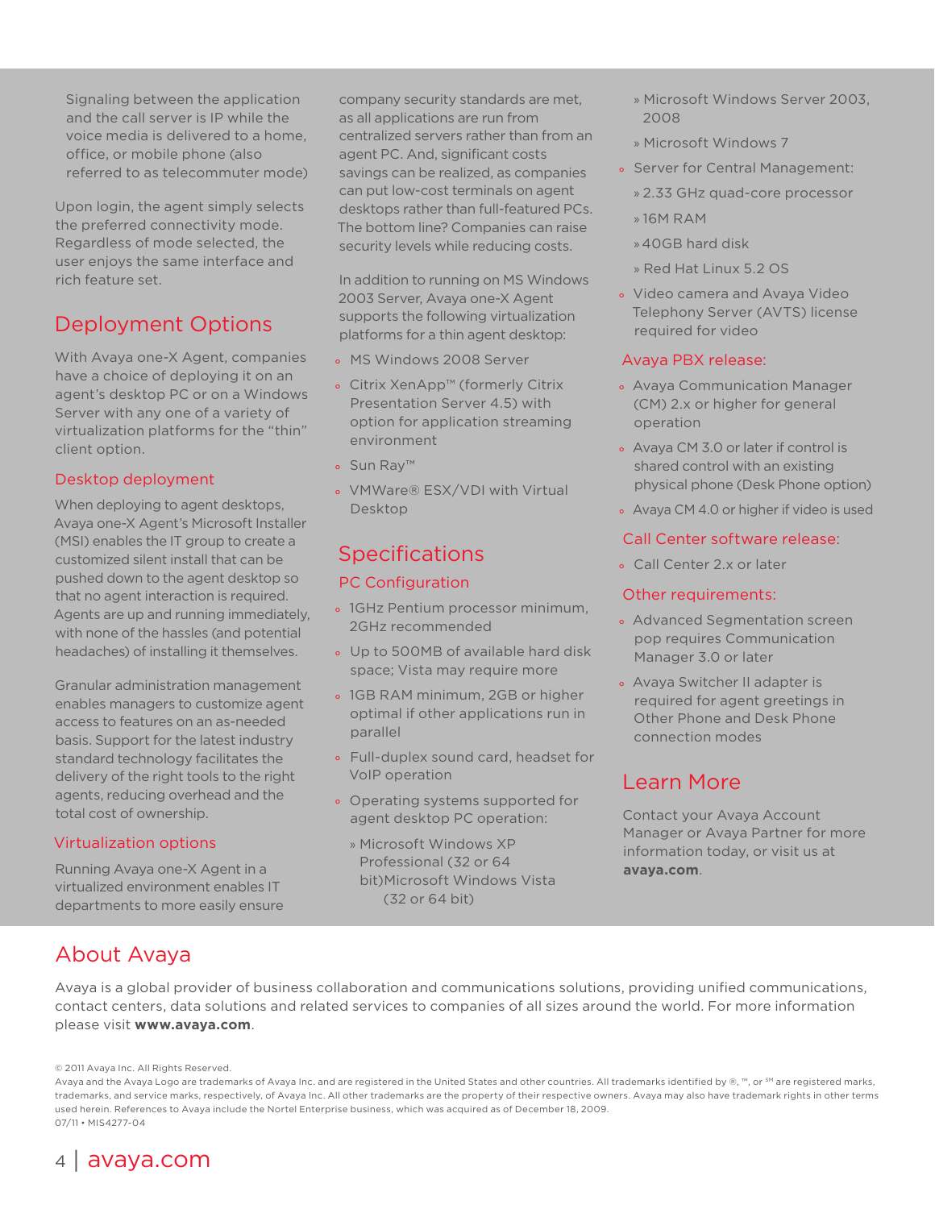Signaling between the application and the call server is IP while the voice media is delivered to a home, office, or mobile phone (also referred to as telecommuter mode)

Upon login, the agent simply selects the preferred connectivity mode. Regardless of mode selected, the user enjoys the same interface and rich feature set.

## Deployment Options

With Avaya one-X Agent, companies have a choice of deploying it on an agent's desktop PC or on a Windows Server with any one of a variety of virtualization platforms for the "thin" client option.

### Desktop deployment

When deploying to agent desktops, Avaya one-X Agent's Microsoft Installer (MSI) enables the IT group to create a customized silent install that can be pushed down to the agent desktop so that no agent interaction is required. Agents are up and running immediately, with none of the hassles (and potential headaches) of installing it themselves.

Granular administration management enables managers to customize agent access to features on an as-needed basis. Support for the latest industry standard technology facilitates the delivery of the right tools to the right agents, reducing overhead and the total cost of ownership.

### Virtualization options

Running Avaya one-X Agent in a virtualized environment enables IT departments to more easily ensure company security standards are met, as all applications are run from centralized servers rather than from an agent PC. And, significant costs savings can be realized, as companies can put low-cost terminals on agent desktops rather than full-featured PCs. The bottom line? Companies can raise security levels while reducing costs.

In addition to running on MS Windows 2003 Server, Avaya one-X Agent supports the following virtualization platforms for a thin agent desktop:

- MS Windows 2008 Server
- Citrix XenApp™ (formerly Citrix Presentation Server 4.5) with option for application streaming environment
- Sun Ray™
- VMWare® ESX/VDI with Virtual Desktop

## Specifications

### PC Configuration

- 1GHz Pentium processor minimum, 2GHz recommended
- Up to 500MB of available hard disk space; Vista may require more
- 1GB RAM minimum, 2GB or higher optimal if other applications run in parallel
- Full-duplex sound card, headset for VoIP operation
- Operating systems supported for agent desktop PC operation:
  - Microsoft Windows XP Professional (32 or 64 bit)Microsoft Windows Vista (32 or 64 bit)
  - Microsoft Windows Server 2003, 2008
  - Microsoft Windows 7
- Server for Central Management:
  - 2.33 GHz quad-core processor
  - 16M RAM
  - 40GB hard disk
  - Red Hat Linux 5.2 OS
- Video camera and Avaya Video Telephony Server (AVTS) license required for video

### Avaya PBX release:

- Avaya Communication Manager (CM) 2.x or higher for general operation
- Avaya CM 3.0 or later if control is shared control with an existing physical phone (Desk Phone option)
- Avaya CM 4.0 or higher if video is used

### Call Center software release:

- Call Center 2.x or later

### Other requirements:

- Advanced Segmentation screen pop requires Communication Manager 3.0 or later
- Avaya Switcher II adapter is required for agent greetings in Other Phone and Desk Phone connection modes

## Learn More

Contact your Avaya Account Manager or Avaya Partner for more information today, or visit us at **avaya.com**.

## About Avaya

Avaya is a global provider of business collaboration and communications solutions, providing unified communications, contact centers, data solutions and related services to companies of all sizes around the world. For more information please visit **www.avaya.com**.

© 2011 Avaya Inc. All Rights Reserved.
Avaya and the Avaya Logo are trademarks of Avaya Inc. and are registered in the United States and other countries. All trademarks identified by ®, ™, or SM are registered marks, trademarks, and service marks, respectively, of Avaya Inc. All other trademarks are the property of their respective owners. Avaya may also have trademark rights in other terms used herein. References to Avaya include the Nortel Enterprise business, which was acquired as of December 18, 2009.
07/11 • MIS4277-04